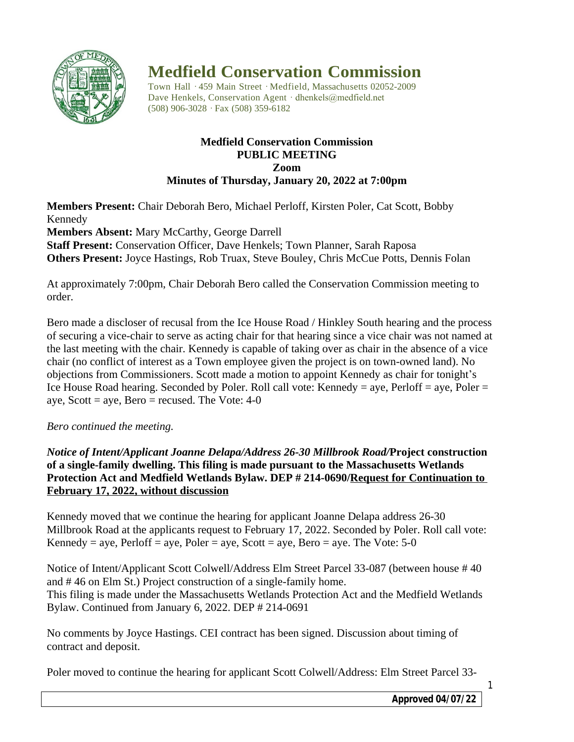# Medfield Conservation Commission

Town Hall · 459 Main Street · Medfield, Massachusetts 02052-2009
Dave Henkels, Conservation Agent · dhenkels@medfield.net
(508) 906-3028 · Fax (508) 359-6182

**Medfield Conservation Commission**
**PUBLIC MEETING**
**Zoom**
**Minutes of Thursday, January 20, 2022 at 7:00pm**

**Members Present:** Chair Deborah Bero, Michael Perloff, Kirsten Poler, Cat Scott, Bobby Kennedy
**Members Absent:** Mary McCarthy, George Darrell
**Staff Present:** Conservation Officer, Dave Henkels; Town Planner, Sarah Raposa
**Others Present:** Joyce Hastings, Rob Truax, Steve Bouley, Chris McCue Potts, Dennis Folan

At approximately 7:00pm, Chair Deborah Bero called the Conservation Commission meeting to order.

Bero made a discloser of recusal from the Ice House Road / Hinkley South hearing and the process of securing a vice-chair to serve as acting chair for that hearing since a vice chair was not named at the last meeting with the chair. Kennedy is capable of taking over as chair in the absence of a vice chair (no conflict of interest as a Town employee given the project is on town-owned land). No objections from Commissioners. Scott made a motion to appoint Kennedy as chair for tonight's Ice House Road hearing. Seconded by Poler. Roll call vote: Kennedy = aye, Perloff = aye, Poler = aye, Scott = aye, Bero = recused. The Vote: 4-0

*Bero continued the meeting.*

***Notice of Intent/Applicant Joanne Delapa/Address 26-30 Millbrook Road/*Project construction of a single-family dwelling. This filing is made pursuant to the Massachusetts Wetlands Protection Act and Medfield Wetlands Bylaw. DEP # 214-0690/<u>Request for Continuation to February 17, 2022, without discussion</u>**

Kennedy moved that we continue the hearing for applicant Joanne Delapa address 26-30 Millbrook Road at the applicants request to February 17, 2022. Seconded by Poler. Roll call vote: Kennedy = aye, Perloff = aye, Poler = aye, Scott = aye, Bero = aye. The Vote: 5-0

Notice of Intent/Applicant Scott Colwell/Address Elm Street Parcel 33-087 (between house # 40 and # 46 on Elm St.) Project construction of a single-family home.
This filing is made under the Massachusetts Wetlands Protection Act and the Medfield Wetlands Bylaw. Continued from January 6, 2022. DEP # 214-0691

No comments by Joyce Hastings. CEI contract has been signed. Discussion about timing of contract and deposit.

Poler moved to continue the hearing for applicant Scott Colwell/Address: Elm Street Parcel 33-

**Approved 04/07/22**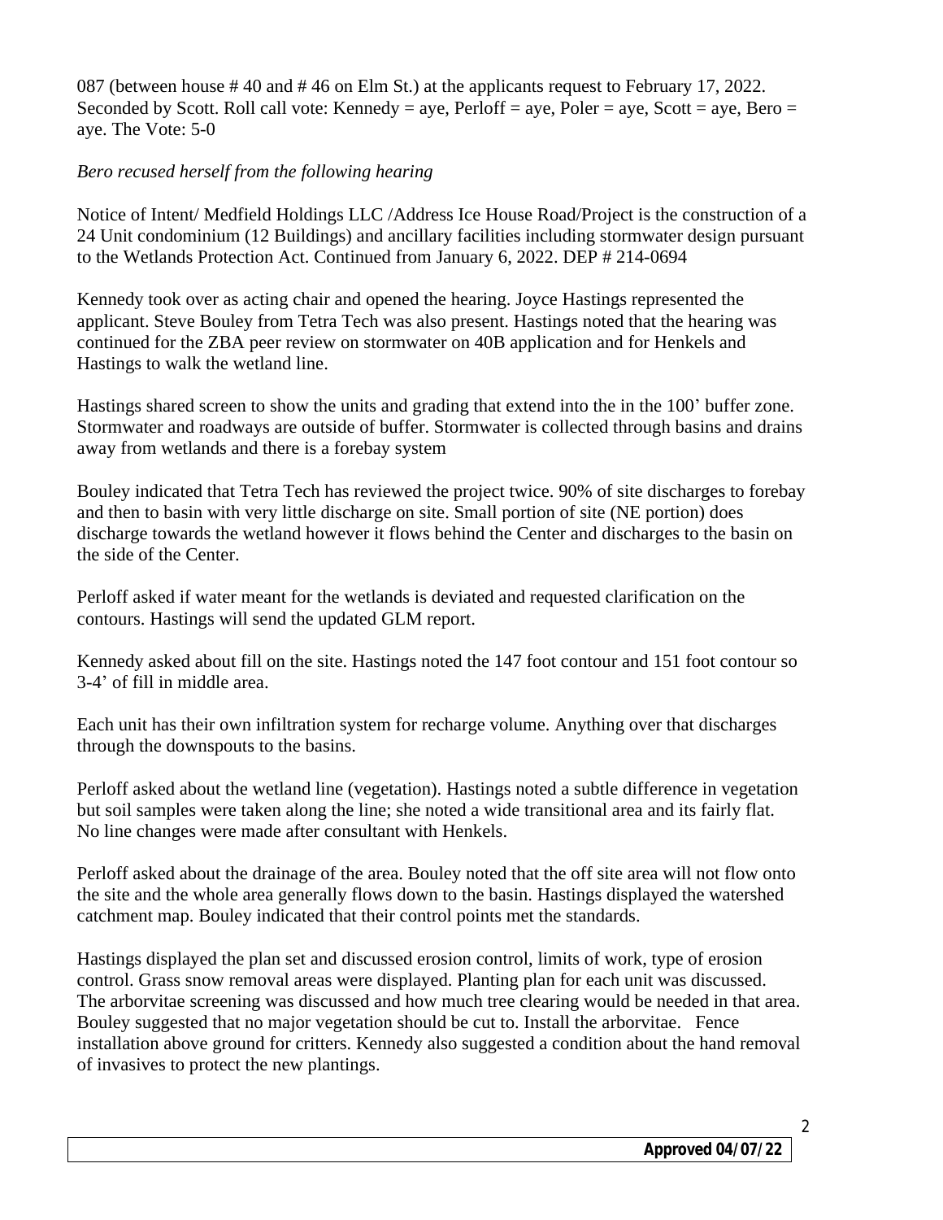087 (between house # 40 and # 46 on Elm St.) at the applicants request to February 17, 2022. Seconded by Scott. Roll call vote: Kennedy = aye, Perloff = aye, Poler = aye, Scott = aye, Bero = aye. The Vote: 5-0

*Bero recused herself from the following hearing*

Notice of Intent/ Medfield Holdings LLC /Address Ice House Road/Project is the construction of a 24 Unit condominium (12 Buildings) and ancillary facilities including stormwater design pursuant to the Wetlands Protection Act. Continued from January 6, 2022. DEP # 214-0694

Kennedy took over as acting chair and opened the hearing. Joyce Hastings represented the applicant. Steve Bouley from Tetra Tech was also present. Hastings noted that the hearing was continued for the ZBA peer review on stormwater on 40B application and for Henkels and Hastings to walk the wetland line.

Hastings shared screen to show the units and grading that extend into the in the 100' buffer zone. Stormwater and roadways are outside of buffer. Stormwater is collected through basins and drains away from wetlands and there is a forebay system

Bouley indicated that Tetra Tech has reviewed the project twice. 90% of site discharges to forebay and then to basin with very little discharge on site. Small portion of site (NE portion) does discharge towards the wetland however it flows behind the Center and discharges to the basin on the side of the Center.

Perloff asked if water meant for the wetlands is deviated and requested clarification on the contours. Hastings will send the updated GLM report.

Kennedy asked about fill on the site. Hastings noted the 147 foot contour and 151 foot contour so 3-4' of fill in middle area.

Each unit has their own infiltration system for recharge volume. Anything over that discharges through the downspouts to the basins.

Perloff asked about the wetland line (vegetation). Hastings noted a subtle difference in vegetation but soil samples were taken along the line; she noted a wide transitional area and its fairly flat. No line changes were made after consultant with Henkels.

Perloff asked about the drainage of the area. Bouley noted that the off site area will not flow onto the site and the whole area generally flows down to the basin. Hastings displayed the watershed catchment map. Bouley indicated that their control points met the standards.

Hastings displayed the plan set and discussed erosion control, limits of work, type of erosion control. Grass snow removal areas were displayed. Planting plan for each unit was discussed. The arborvitae screening was discussed and how much tree clearing would be needed in that area. Bouley suggested that no major vegetation should be cut to. Install the arborvitae. Fence installation above ground for critters. Kennedy also suggested a condition about the hand removal of invasives to protect the new plantings.

**Approved 04/07/22**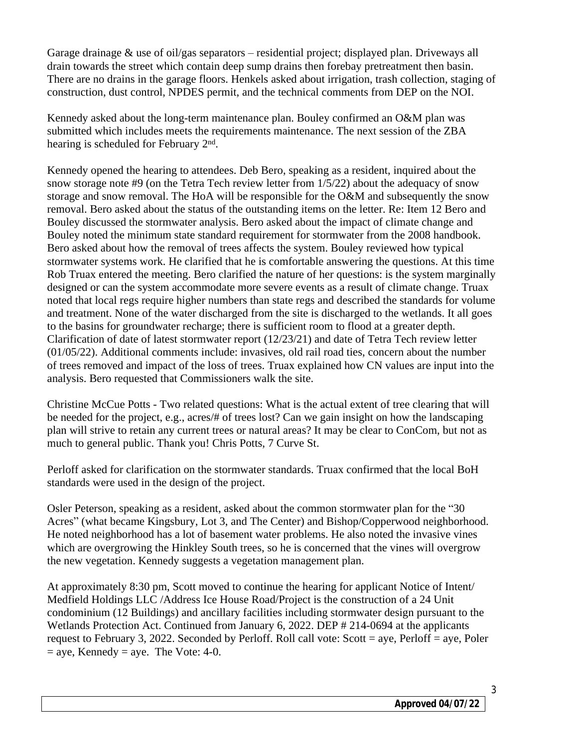Garage drainage & use of oil/gas separators – residential project; displayed plan. Driveways all drain towards the street which contain deep sump drains then forebay pretreatment then basin. There are no drains in the garage floors. Henkels asked about irrigation, trash collection, staging of construction, dust control, NPDES permit, and the technical comments from DEP on the NOI.

Kennedy asked about the long-term maintenance plan. Bouley confirmed an O&M plan was submitted which includes meets the requirements maintenance. The next session of the ZBA hearing is scheduled for February 2nd.

Kennedy opened the hearing to attendees. Deb Bero, speaking as a resident, inquired about the snow storage note #9 (on the Tetra Tech review letter from 1/5/22) about the adequacy of snow storage and snow removal. The HoA will be responsible for the O&M and subsequently the snow removal. Bero asked about the status of the outstanding items on the letter. Re: Item 12 Bero and Bouley discussed the stormwater analysis. Bero asked about the impact of climate change and Bouley noted the minimum state standard requirement for stormwater from the 2008 handbook. Bero asked about how the removal of trees affects the system. Bouley reviewed how typical stormwater systems work. He clarified that he is comfortable answering the questions. At this time Rob Truax entered the meeting. Bero clarified the nature of her questions: is the system marginally designed or can the system accommodate more severe events as a result of climate change. Truax noted that local regs require higher numbers than state regs and described the standards for volume and treatment. None of the water discharged from the site is discharged to the wetlands. It all goes to the basins for groundwater recharge; there is sufficient room to flood at a greater depth. Clarification of date of latest stormwater report (12/23/21) and date of Tetra Tech review letter (01/05/22). Additional comments include: invasives, old rail road ties, concern about the number of trees removed and impact of the loss of trees. Truax explained how CN values are input into the analysis. Bero requested that Commissioners walk the site.

Christine McCue Potts - Two related questions: What is the actual extent of tree clearing that will be needed for the project, e.g., acres/# of trees lost? Can we gain insight on how the landscaping plan will strive to retain any current trees or natural areas? It may be clear to ConCom, but not as much to general public. Thank you! Chris Potts, 7 Curve St.

Perloff asked for clarification on the stormwater standards. Truax confirmed that the local BoH standards were used in the design of the project.

Osler Peterson, speaking as a resident, asked about the common stormwater plan for the "30 Acres" (what became Kingsbury, Lot 3, and The Center) and Bishop/Copperwood neighborhood. He noted neighborhood has a lot of basement water problems. He also noted the invasive vines which are overgrowing the Hinkley South trees, so he is concerned that the vines will overgrow the new vegetation. Kennedy suggests a vegetation management plan.

At approximately 8:30 pm, Scott moved to continue the hearing for applicant Notice of Intent/ Medfield Holdings LLC /Address Ice House Road/Project is the construction of a 24 Unit condominium (12 Buildings) and ancillary facilities including stormwater design pursuant to the Wetlands Protection Act. Continued from January 6, 2022. DEP # 214-0694 at the applicants request to February 3, 2022. Seconded by Perloff. Roll call vote: Scott = aye, Perloff = aye, Poler = aye, Kennedy = aye. The Vote: 4-0.

**Approved 04/07/22**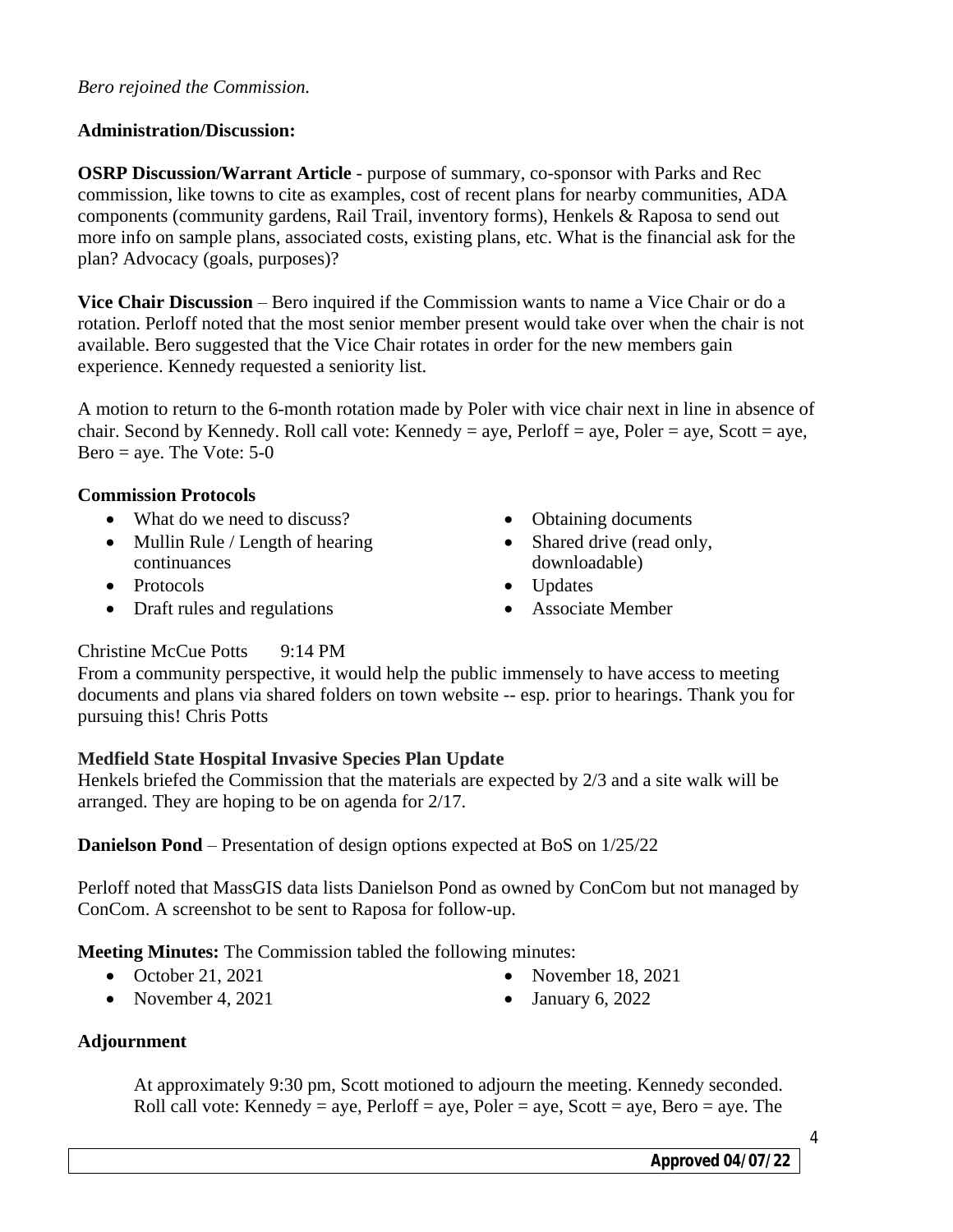*Bero rejoined the Commission.*

**Administration/Discussion:**

**OSRP Discussion/Warrant Article** - purpose of summary, co-sponsor with Parks and Rec commission, like towns to cite as examples, cost of recent plans for nearby communities, ADA components (community gardens, Rail Trail, inventory forms), Henkels & Raposa to send out more info on sample plans, associated costs, existing plans, etc. What is the financial ask for the plan? Advocacy (goals, purposes)?

**Vice Chair Discussion** – Bero inquired if the Commission wants to name a Vice Chair or do a rotation. Perloff noted that the most senior member present would take over when the chair is not available. Bero suggested that the Vice Chair rotates in order for the new members gain experience. Kennedy requested a seniority list.

A motion to return to the 6-month rotation made by Poler with vice chair next in line in absence of chair. Second by Kennedy. Roll call vote: Kennedy = aye, Perloff = aye, Poler = aye, Scott = aye, Bero = aye. The Vote: 5-0

**Commission Protocols**

- What do we need to discuss?
- Mullin Rule / Length of hearing continuances
- Protocols
- Draft rules and regulations
- Obtaining documents
- Shared drive (read only, downloadable)
- Updates
- Associate Member

Christine McCue Potts 9:14 PM
From a community perspective, it would help the public immensely to have access to meeting documents and plans via shared folders on town website -- esp. prior to hearings. Thank you for pursuing this! Chris Potts

**Medfield State Hospital Invasive Species Plan Update**
Henkels briefed the Commission that the materials are expected by 2/3 and a site walk will be arranged. They are hoping to be on agenda for 2/17.

**Danielson Pond** – Presentation of design options expected at BoS on 1/25/22

Perloff noted that MassGIS data lists Danielson Pond as owned by ConCom but not managed by ConCom. A screenshot to be sent to Raposa for follow-up.

**Meeting Minutes:** The Commission tabled the following minutes:

- October 21, 2021
- November 4, 2021
- November 18, 2021
- January 6, 2022

**Adjournment**

At approximately 9:30 pm, Scott motioned to adjourn the meeting. Kennedy seconded. Roll call vote: Kennedy = aye, Perloff = aye, Poler = aye, Scott = aye, Bero = aye. The

**Approved 04/07/22**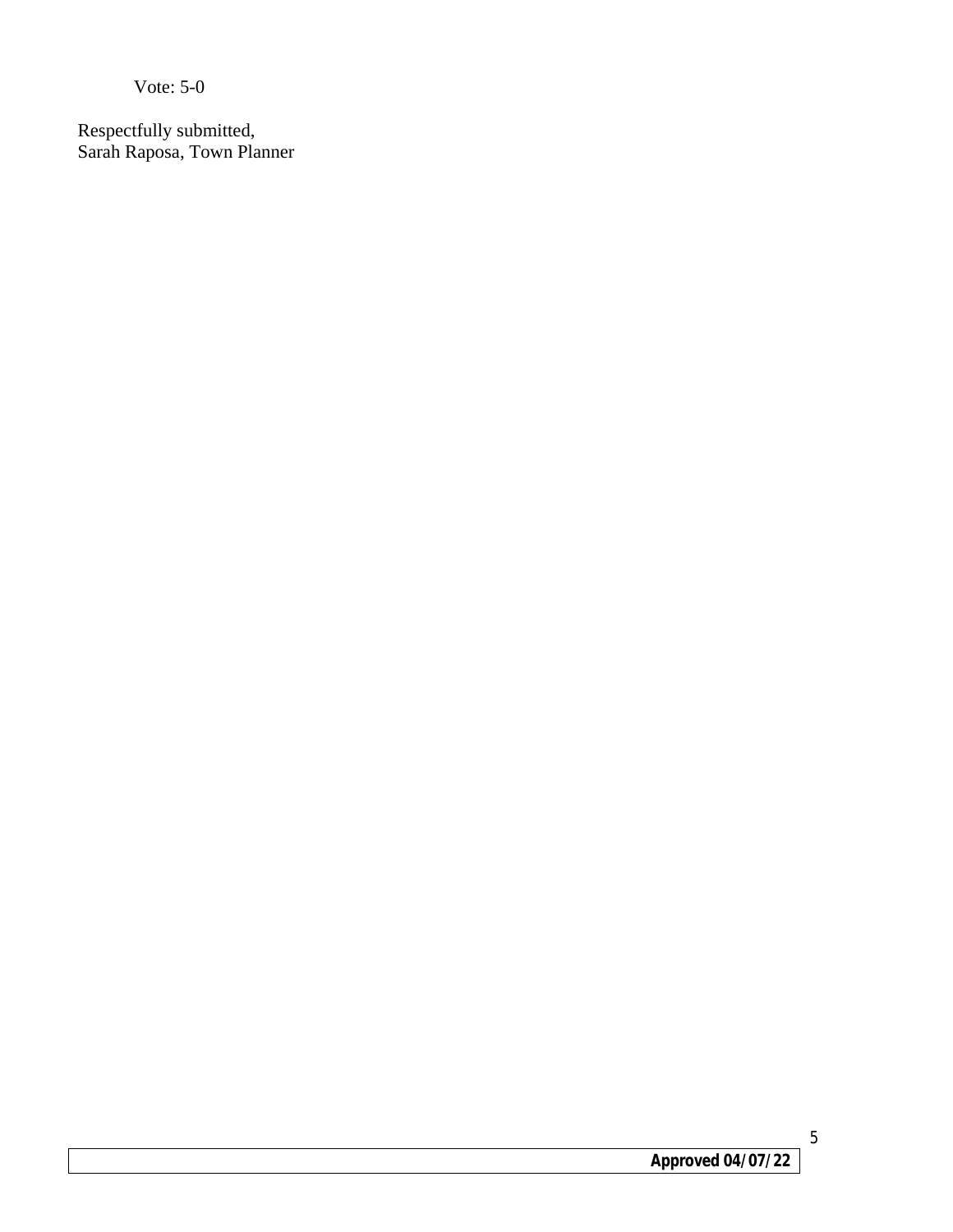Vote: 5-0

Respectfully submitted,
Sarah Raposa, Town Planner

**Approved 04/07/22**